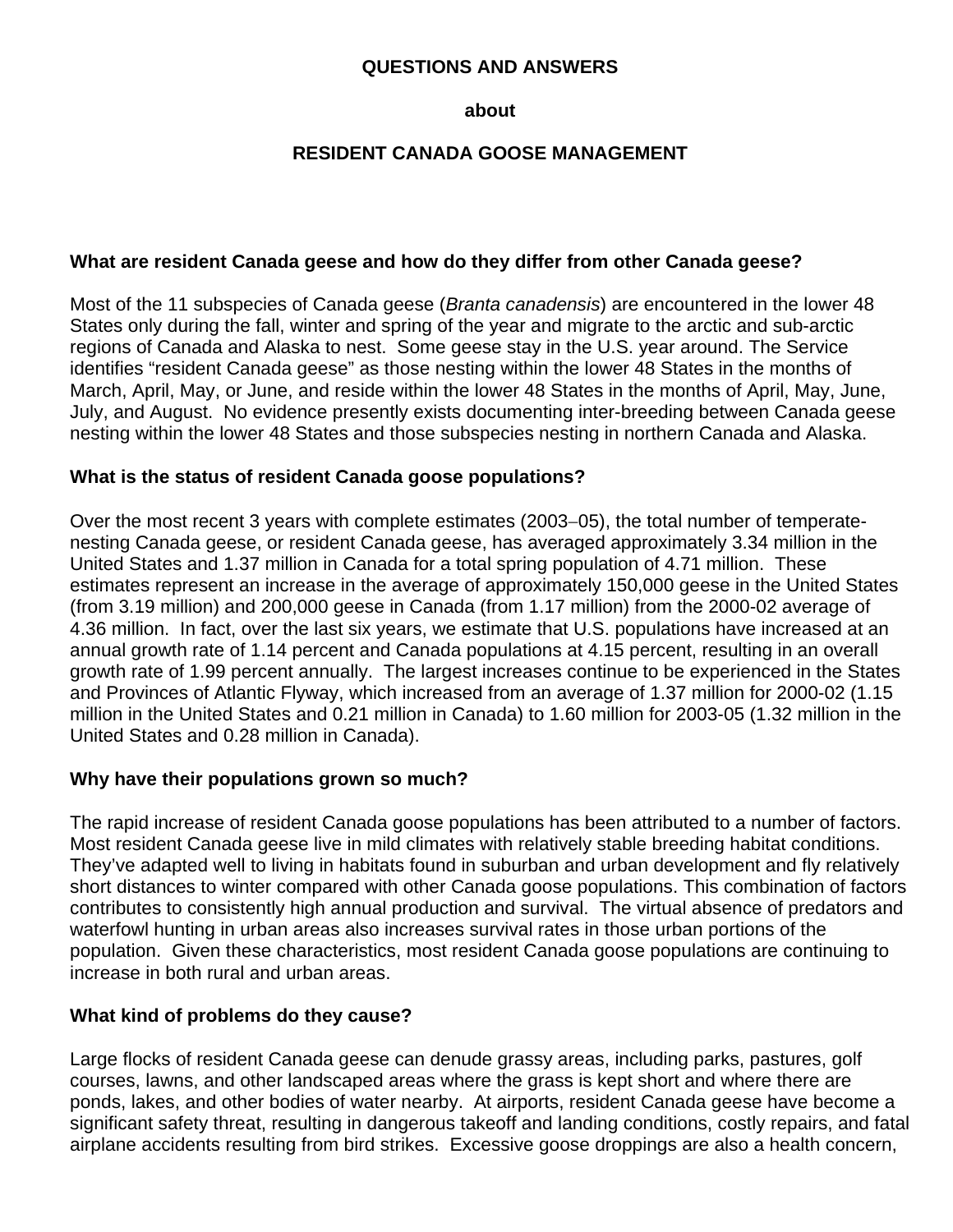# QUESTIONS AND ANSWERS

## about

# RESIDENT CANADA GOOSE MANAGEMENT

**What are resident Canada geese and how do they differ from other Canada geese?**

Most of the 11 subspecies of Canada geese (*Branta canadensis*) are encountered in the lower 48 States only during the fall, winter and spring of the year and migrate to the arctic and sub-arctic regions of Canada and Alaska to nest. Some geese stay in the U.S. year around. The Service identifies "resident Canada geese" as those nesting within the lower 48 States in the months of March, April, May, or June, and reside within the lower 48 States in the months of April, May, June, July, and August. No evidence presently exists documenting inter-breeding between Canada geese nesting within the lower 48 States and those subspecies nesting in northern Canada and Alaska.

**What is the status of resident Canada goose populations?**

Over the most recent 3 years with complete estimates (2003–05), the total number of temperate-nesting Canada geese, or resident Canada geese, has averaged approximately 3.34 million in the United States and 1.37 million in Canada for a total spring population of 4.71 million. These estimates represent an increase in the average of approximately 150,000 geese in the United States (from 3.19 million) and 200,000 geese in Canada (from 1.17 million) from the 2000-02 average of 4.36 million. In fact, over the last six years, we estimate that U.S. populations have increased at an annual growth rate of 1.14 percent and Canada populations at 4.15 percent, resulting in an overall growth rate of 1.99 percent annually. The largest increases continue to be experienced in the States and Provinces of Atlantic Flyway, which increased from an average of 1.37 million for 2000-02 (1.15 million in the United States and 0.21 million in Canada) to 1.60 million for 2003-05 (1.32 million in the United States and 0.28 million in Canada).

**Why have their populations grown so much?**

The rapid increase of resident Canada goose populations has been attributed to a number of factors. Most resident Canada geese live in mild climates with relatively stable breeding habitat conditions. They've adapted well to living in habitats found in suburban and urban development and fly relatively short distances to winter compared with other Canada goose populations. This combination of factors contributes to consistently high annual production and survival. The virtual absence of predators and waterfowl hunting in urban areas also increases survival rates in those urban portions of the population. Given these characteristics, most resident Canada goose populations are continuing to increase in both rural and urban areas.

**What kind of problems do they cause?**

Large flocks of resident Canada geese can denude grassy areas, including parks, pastures, golf courses, lawns, and other landscaped areas where the grass is kept short and where there are ponds, lakes, and other bodies of water nearby. At airports, resident Canada geese have become a significant safety threat, resulting in dangerous takeoff and landing conditions, costly repairs, and fatal airplane accidents resulting from bird strikes. Excessive goose droppings are also a health concern,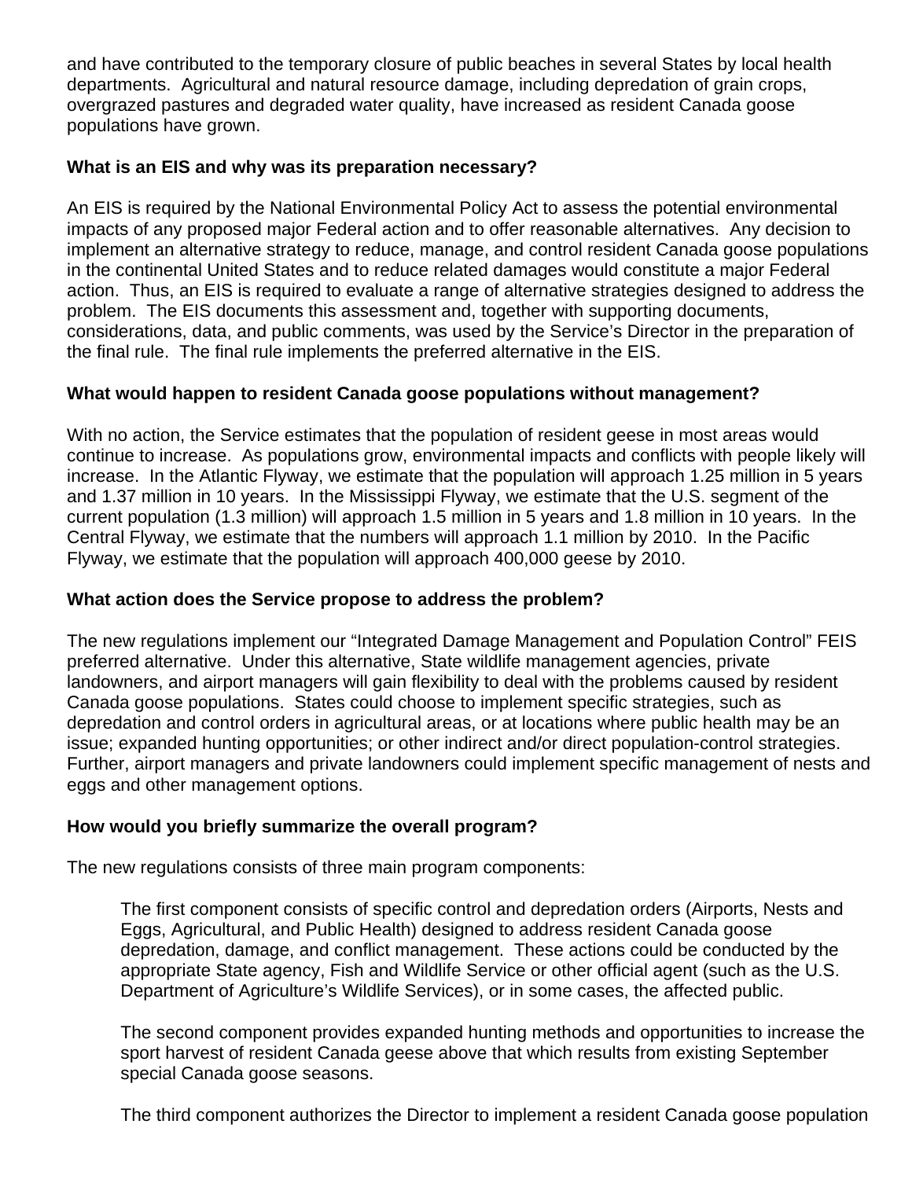and have contributed to the temporary closure of public beaches in several States by local health departments. Agricultural and natural resource damage, including depredation of grain crops, overgrazed pastures and degraded water quality, have increased as resident Canada goose populations have grown.

**What is an EIS and why was its preparation necessary?**

An EIS is required by the National Environmental Policy Act to assess the potential environmental impacts of any proposed major Federal action and to offer reasonable alternatives. Any decision to implement an alternative strategy to reduce, manage, and control resident Canada goose populations in the continental United States and to reduce related damages would constitute a major Federal action. Thus, an EIS is required to evaluate a range of alternative strategies designed to address the problem. The EIS documents this assessment and, together with supporting documents, considerations, data, and public comments, was used by the Service's Director in the preparation of the final rule. The final rule implements the preferred alternative in the EIS.

**What would happen to resident Canada goose populations without management?**

With no action, the Service estimates that the population of resident geese in most areas would continue to increase. As populations grow, environmental impacts and conflicts with people likely will increase. In the Atlantic Flyway, we estimate that the population will approach 1.25 million in 5 years and 1.37 million in 10 years. In the Mississippi Flyway, we estimate that the U.S. segment of the current population (1.3 million) will approach 1.5 million in 5 years and 1.8 million in 10 years. In the Central Flyway, we estimate that the numbers will approach 1.1 million by 2010. In the Pacific Flyway, we estimate that the population will approach 400,000 geese by 2010.

**What action does the Service propose to address the problem?**

The new regulations implement our "Integrated Damage Management and Population Control" FEIS preferred alternative. Under this alternative, State wildlife management agencies, private landowners, and airport managers will gain flexibility to deal with the problems caused by resident Canada goose populations. States could choose to implement specific strategies, such as depredation and control orders in agricultural areas, or at locations where public health may be an issue; expanded hunting opportunities; or other indirect and/or direct population-control strategies. Further, airport managers and private landowners could implement specific management of nests and eggs and other management options.

**How would you briefly summarize the overall program?**

The new regulations consists of three main program components:

> The first component consists of specific control and depredation orders (Airports, Nests and Eggs, Agricultural, and Public Health) designed to address resident Canada goose depredation, damage, and conflict management. These actions could be conducted by the appropriate State agency, Fish and Wildlife Service or other official agent (such as the U.S. Department of Agriculture's Wildlife Services), or in some cases, the affected public.
>
> The second component provides expanded hunting methods and opportunities to increase the sport harvest of resident Canada geese above that which results from existing September special Canada goose seasons.
>
> The third component authorizes the Director to implement a resident Canada goose population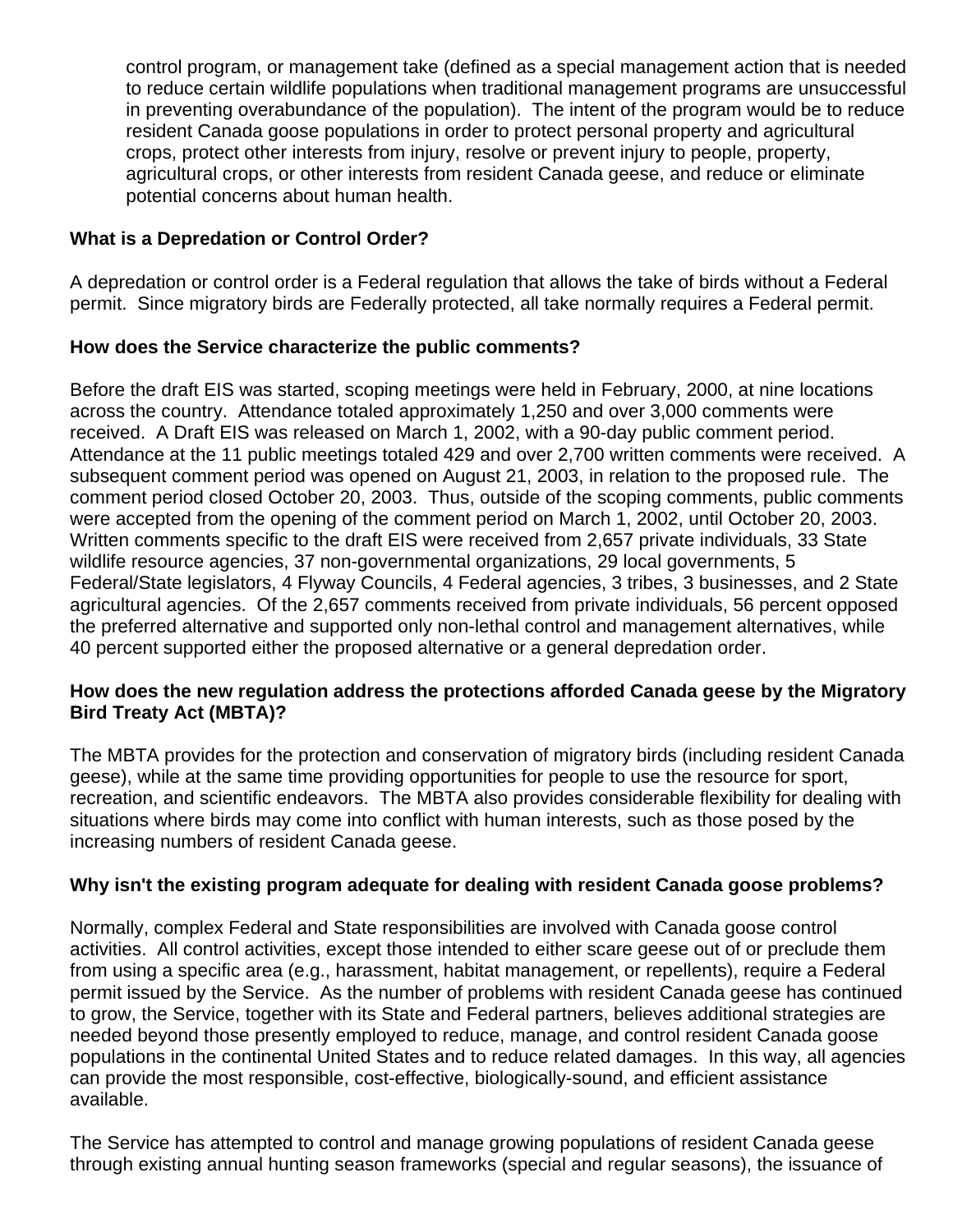control program, or management take (defined as a special management action that is needed to reduce certain wildlife populations when traditional management programs are unsuccessful in preventing overabundance of the population). The intent of the program would be to reduce resident Canada goose populations in order to protect personal property and agricultural crops, protect other interests from injury, resolve or prevent injury to people, property, agricultural crops, or other interests from resident Canada geese, and reduce or eliminate potential concerns about human health.

**What is a Depredation or Control Order?**

A depredation or control order is a Federal regulation that allows the take of birds without a Federal permit. Since migratory birds are Federally protected, all take normally requires a Federal permit.

**How does the Service characterize the public comments?**

Before the draft EIS was started, scoping meetings were held in February, 2000, at nine locations across the country. Attendance totaled approximately 1,250 and over 3,000 comments were received. A Draft EIS was released on March 1, 2002, with a 90-day public comment period. Attendance at the 11 public meetings totaled 429 and over 2,700 written comments were received. A subsequent comment period was opened on August 21, 2003, in relation to the proposed rule. The comment period closed October 20, 2003. Thus, outside of the scoping comments, public comments were accepted from the opening of the comment period on March 1, 2002, until October 20, 2003. Written comments specific to the draft EIS were received from 2,657 private individuals, 33 State wildlife resource agencies, 37 non-governmental organizations, 29 local governments, 5 Federal/State legislators, 4 Flyway Councils, 4 Federal agencies, 3 tribes, 3 businesses, and 2 State agricultural agencies. Of the 2,657 comments received from private individuals, 56 percent opposed the preferred alternative and supported only non-lethal control and management alternatives, while 40 percent supported either the proposed alternative or a general depredation order.

**How does the new regulation address the protections afforded Canada geese by the Migratory Bird Treaty Act (MBTA)?**

The MBTA provides for the protection and conservation of migratory birds (including resident Canada geese), while at the same time providing opportunities for people to use the resource for sport, recreation, and scientific endeavors. The MBTA also provides considerable flexibility for dealing with situations where birds may come into conflict with human interests, such as those posed by the increasing numbers of resident Canada geese.

**Why isn't the existing program adequate for dealing with resident Canada goose problems?**

Normally, complex Federal and State responsibilities are involved with Canada goose control activities. All control activities, except those intended to either scare geese out of or preclude them from using a specific area (e.g., harassment, habitat management, or repellents), require a Federal permit issued by the Service. As the number of problems with resident Canada geese has continued to grow, the Service, together with its State and Federal partners, believes additional strategies are needed beyond those presently employed to reduce, manage, and control resident Canada goose populations in the continental United States and to reduce related damages. In this way, all agencies can provide the most responsible, cost-effective, biologically-sound, and efficient assistance available.

The Service has attempted to control and manage growing populations of resident Canada geese through existing annual hunting season frameworks (special and regular seasons), the issuance of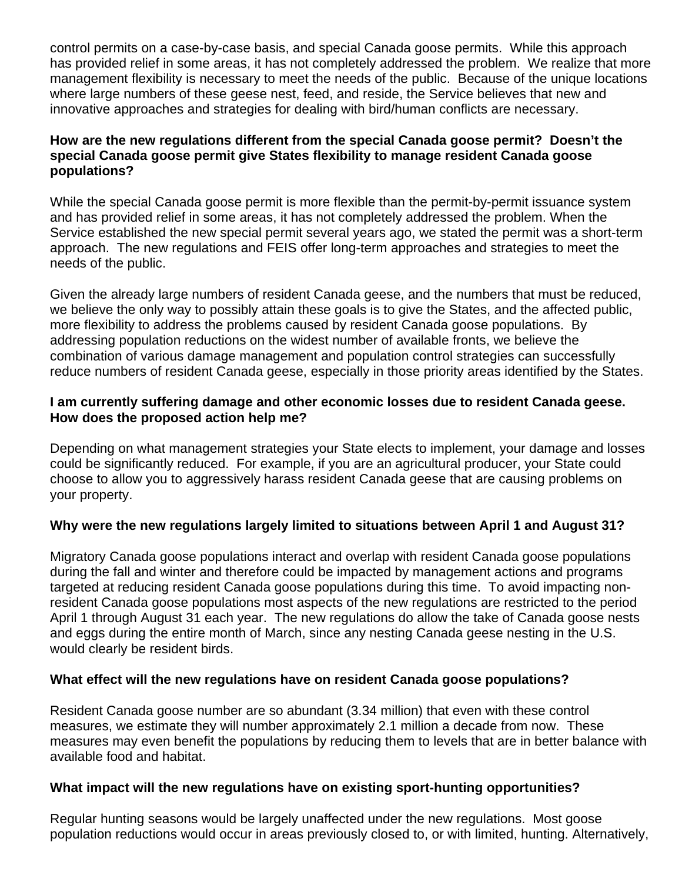control permits on a case-by-case basis, and special Canada goose permits. While this approach has provided relief in some areas, it has not completely addressed the problem. We realize that more management flexibility is necessary to meet the needs of the public. Because of the unique locations where large numbers of these geese nest, feed, and reside, the Service believes that new and innovative approaches and strategies for dealing with bird/human conflicts are necessary.

**How are the new regulations different from the special Canada goose permit? Doesn't the special Canada goose permit give States flexibility to manage resident Canada goose populations?**

While the special Canada goose permit is more flexible than the permit-by-permit issuance system and has provided relief in some areas, it has not completely addressed the problem. When the Service established the new special permit several years ago, we stated the permit was a short-term approach. The new regulations and FEIS offer long-term approaches and strategies to meet the needs of the public.

Given the already large numbers of resident Canada geese, and the numbers that must be reduced, we believe the only way to possibly attain these goals is to give the States, and the affected public, more flexibility to address the problems caused by resident Canada goose populations. By addressing population reductions on the widest number of available fronts, we believe the combination of various damage management and population control strategies can successfully reduce numbers of resident Canada geese, especially in those priority areas identified by the States.

**I am currently suffering damage and other economic losses due to resident Canada geese. How does the proposed action help me?**

Depending on what management strategies your State elects to implement, your damage and losses could be significantly reduced. For example, if you are an agricultural producer, your State could choose to allow you to aggressively harass resident Canada geese that are causing problems on your property.

**Why were the new regulations largely limited to situations between April 1 and August 31?**

Migratory Canada goose populations interact and overlap with resident Canada goose populations during the fall and winter and therefore could be impacted by management actions and programs targeted at reducing resident Canada goose populations during this time. To avoid impacting non-resident Canada goose populations most aspects of the new regulations are restricted to the period April 1 through August 31 each year. The new regulations do allow the take of Canada goose nests and eggs during the entire month of March, since any nesting Canada geese nesting in the U.S. would clearly be resident birds.

**What effect will the new regulations have on resident Canada goose populations?**

Resident Canada goose number are so abundant (3.34 million) that even with these control measures, we estimate they will number approximately 2.1 million a decade from now. These measures may even benefit the populations by reducing them to levels that are in better balance with available food and habitat.

**What impact will the new regulations have on existing sport-hunting opportunities?**

Regular hunting seasons would be largely unaffected under the new regulations. Most goose population reductions would occur in areas previously closed to, or with limited, hunting. Alternatively,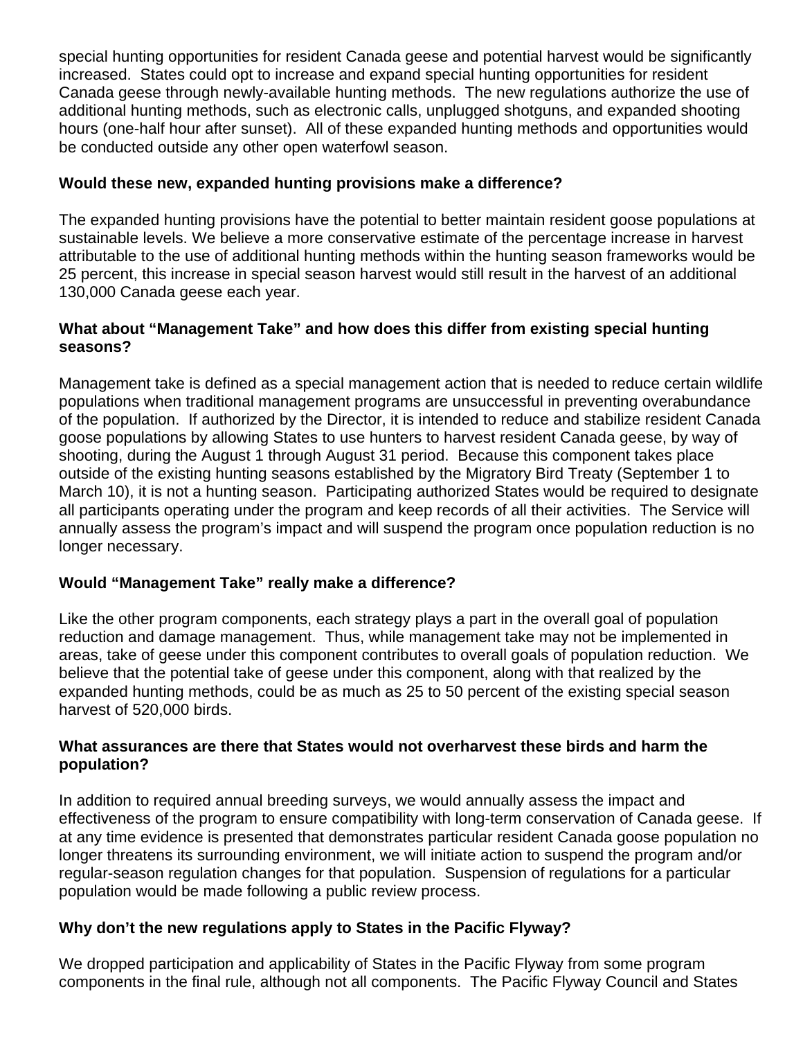special hunting opportunities for resident Canada geese and potential harvest would be significantly increased. States could opt to increase and expand special hunting opportunities for resident Canada geese through newly-available hunting methods. The new regulations authorize the use of additional hunting methods, such as electronic calls, unplugged shotguns, and expanded shooting hours (one-half hour after sunset). All of these expanded hunting methods and opportunities would be conducted outside any other open waterfowl season.

**Would these new, expanded hunting provisions make a difference?**

The expanded hunting provisions have the potential to better maintain resident goose populations at sustainable levels. We believe a more conservative estimate of the percentage increase in harvest attributable to the use of additional hunting methods within the hunting season frameworks would be 25 percent, this increase in special season harvest would still result in the harvest of an additional 130,000 Canada geese each year.

**What about "Management Take" and how does this differ from existing special hunting seasons?**

Management take is defined as a special management action that is needed to reduce certain wildlife populations when traditional management programs are unsuccessful in preventing overabundance of the population. If authorized by the Director, it is intended to reduce and stabilize resident Canada goose populations by allowing States to use hunters to harvest resident Canada geese, by way of shooting, during the August 1 through August 31 period. Because this component takes place outside of the existing hunting seasons established by the Migratory Bird Treaty (September 1 to March 10), it is not a hunting season. Participating authorized States would be required to designate all participants operating under the program and keep records of all their activities. The Service will annually assess the program's impact and will suspend the program once population reduction is no longer necessary.

**Would "Management Take" really make a difference?**

Like the other program components, each strategy plays a part in the overall goal of population reduction and damage management. Thus, while management take may not be implemented in areas, take of geese under this component contributes to overall goals of population reduction. We believe that the potential take of geese under this component, along with that realized by the expanded hunting methods, could be as much as 25 to 50 percent of the existing special season harvest of 520,000 birds.

**What assurances are there that States would not overharvest these birds and harm the population?**

In addition to required annual breeding surveys, we would annually assess the impact and effectiveness of the program to ensure compatibility with long-term conservation of Canada geese. If at any time evidence is presented that demonstrates particular resident Canada goose population no longer threatens its surrounding environment, we will initiate action to suspend the program and/or regular-season regulation changes for that population. Suspension of regulations for a particular population would be made following a public review process.

**Why don't the new regulations apply to States in the Pacific Flyway?**

We dropped participation and applicability of States in the Pacific Flyway from some program components in the final rule, although not all components. The Pacific Flyway Council and States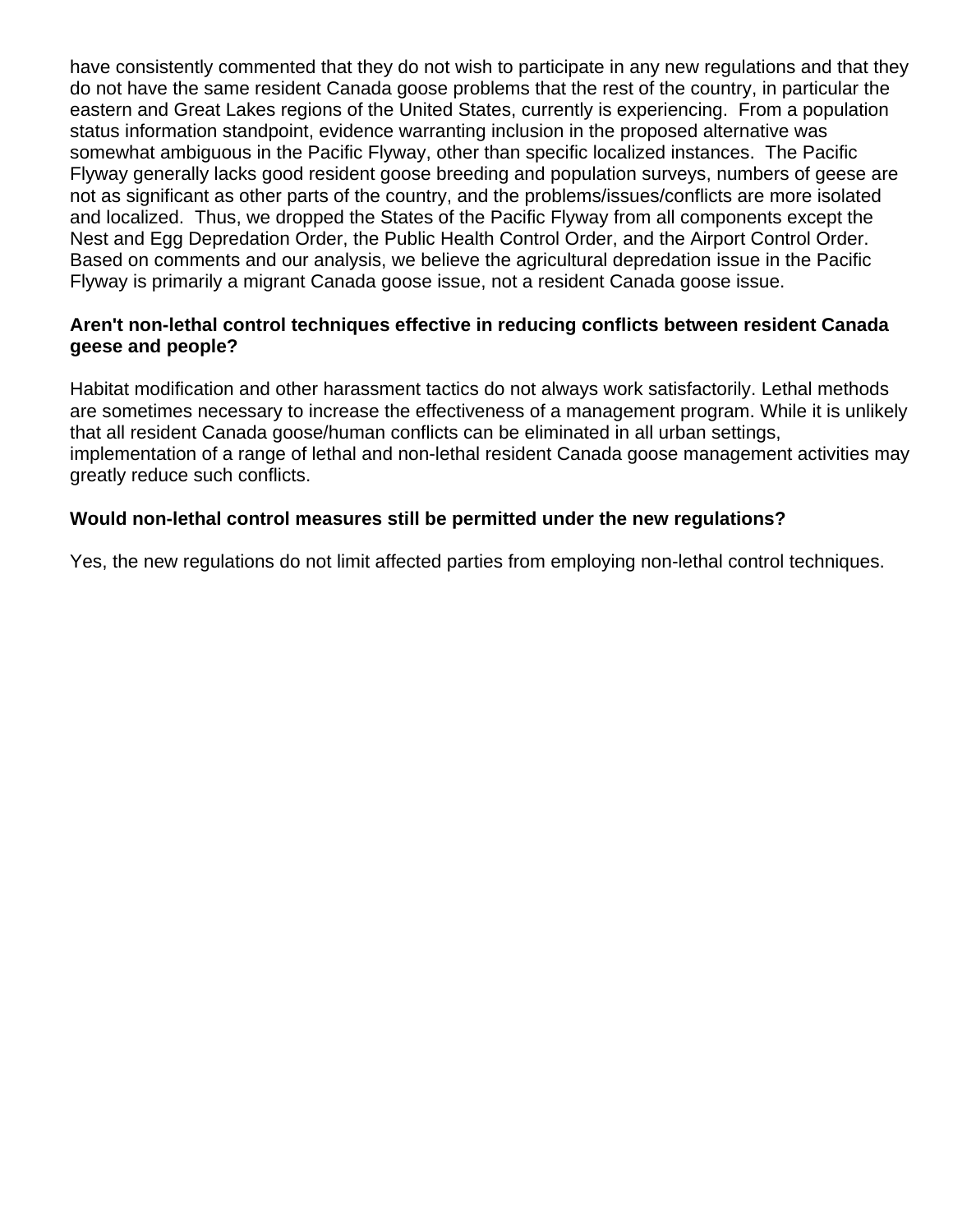have consistently commented that they do not wish to participate in any new regulations and that they do not have the same resident Canada goose problems that the rest of the country, in particular the eastern and Great Lakes regions of the United States, currently is experiencing. From a population status information standpoint, evidence warranting inclusion in the proposed alternative was somewhat ambiguous in the Pacific Flyway, other than specific localized instances. The Pacific Flyway generally lacks good resident goose breeding and population surveys, numbers of geese are not as significant as other parts of the country, and the problems/issues/conflicts are more isolated and localized. Thus, we dropped the States of the Pacific Flyway from all components except the Nest and Egg Depredation Order, the Public Health Control Order, and the Airport Control Order. Based on comments and our analysis, we believe the agricultural depredation issue in the Pacific Flyway is primarily a migrant Canada goose issue, not a resident Canada goose issue.

**Aren't non-lethal control techniques effective in reducing conflicts between resident Canada geese and people?**

Habitat modification and other harassment tactics do not always work satisfactorily. Lethal methods are sometimes necessary to increase the effectiveness of a management program. While it is unlikely that all resident Canada goose/human conflicts can be eliminated in all urban settings, implementation of a range of lethal and non-lethal resident Canada goose management activities may greatly reduce such conflicts.

**Would non-lethal control measures still be permitted under the new regulations?**

Yes, the new regulations do not limit affected parties from employing non-lethal control techniques.